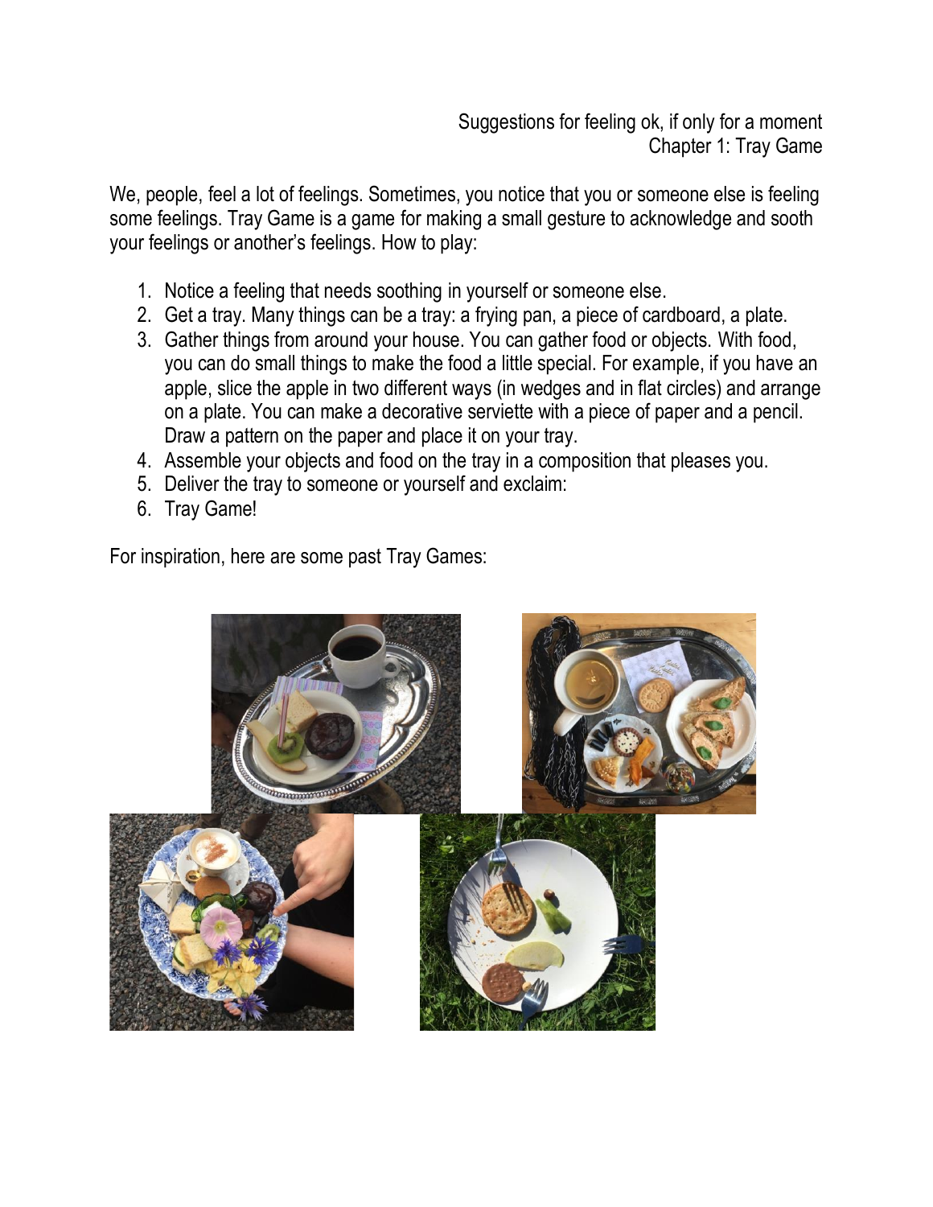Suggestions for feeling ok, if only for a moment
Chapter 1: Tray Game

We, people, feel a lot of feelings. Sometimes, you notice that you or someone else is feeling some feelings. Tray Game is a game for making a small gesture to acknowledge and sooth your feelings or another's feelings. How to play:

1. Notice a feeling that needs soothing in yourself or someone else.
2. Get a tray. Many things can be a tray: a frying pan, a piece of cardboard, a plate.
3. Gather things from around your house. You can gather food or objects. With food, you can do small things to make the food a little special. For example, if you have an apple, slice the apple in two different ways (in wedges and in flat circles) and arrange on a plate. You can make a decorative serviette with a piece of paper and a pencil. Draw a pattern on the paper and place it on your tray.
4. Assemble your objects and food on the tray in a composition that pleases you.
5. Deliver the tray to someone or yourself and exclaim:
6. Tray Game!

For inspiration, here are some past Tray Games: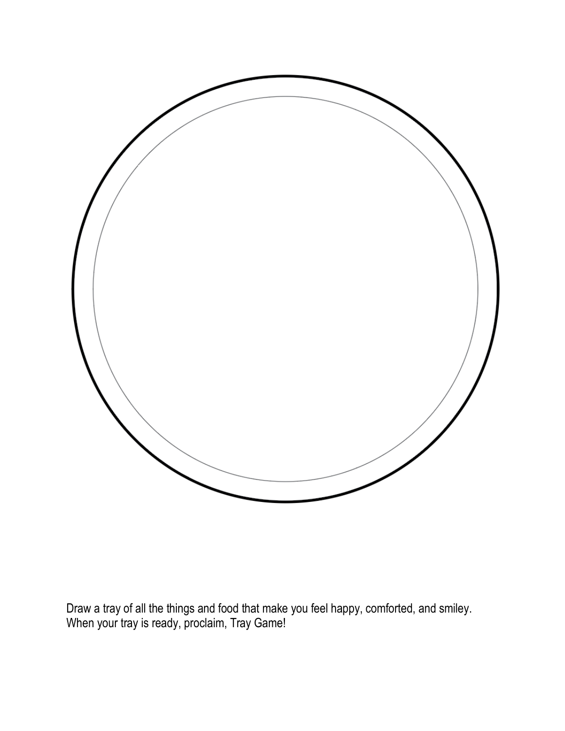Draw a tray of all the things and food that make you feel happy, comforted, and smiley.
When your tray is ready, proclaim, Tray Game!